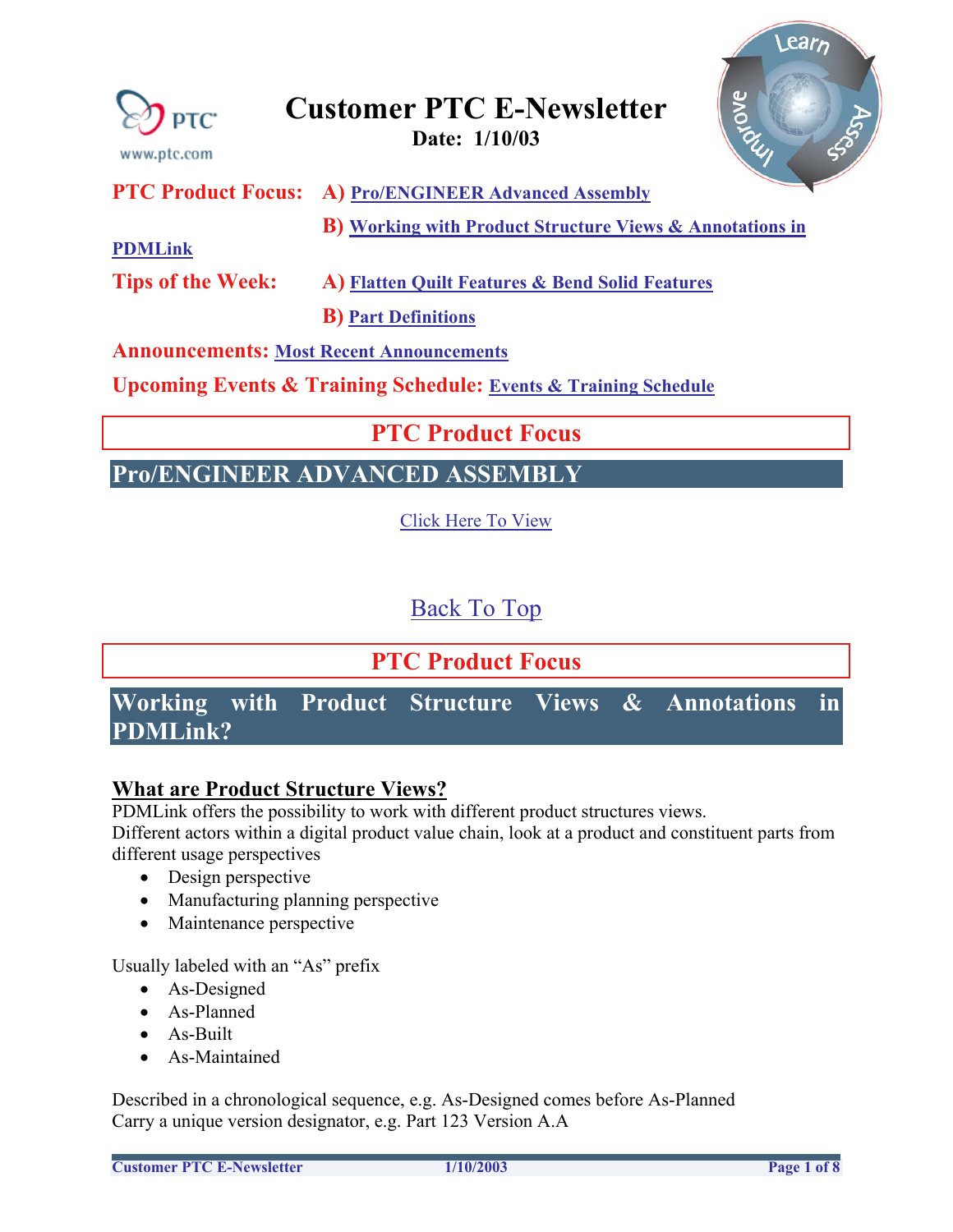# Customer PTC E-Newsletter

**Date: 1/10/03**

**PTC Product Focus:** **A) Pro/ENGINEER Advanced Assembly**

**B) Working with Product Structure Views & Annotations in PDMLink**

**Tips of the Week:** **A) Flatten Quilt Features & Bend Solid Features**

**B) Part Definitions**

**Announcements:** **Most Recent Announcements**

**Upcoming Events & Training Schedule:** **Events & Training Schedule**

## PTC Product Focus

### Pro/ENGINEER ADVANCED ASSEMBLY

Click Here To View

Back To Top

## PTC Product Focus

### Working with Product Structure Views & Annotations in PDMLink?

**What are Product Structure Views?**

PDMLink offers the possibility to work with different product structures views.

Different actors within a digital product value chain, look at a product and constituent parts from different usage perspectives

- Design perspective
- Manufacturing planning perspective
- Maintenance perspective

Usually labeled with an "As" prefix

- As-Designed
- As-Planned
- As-Built
- As-Maintained

Described in a chronological sequence, e.g. As-Designed comes before As-Planned

Carry a unique version designator, e.g. Part 123 Version A.A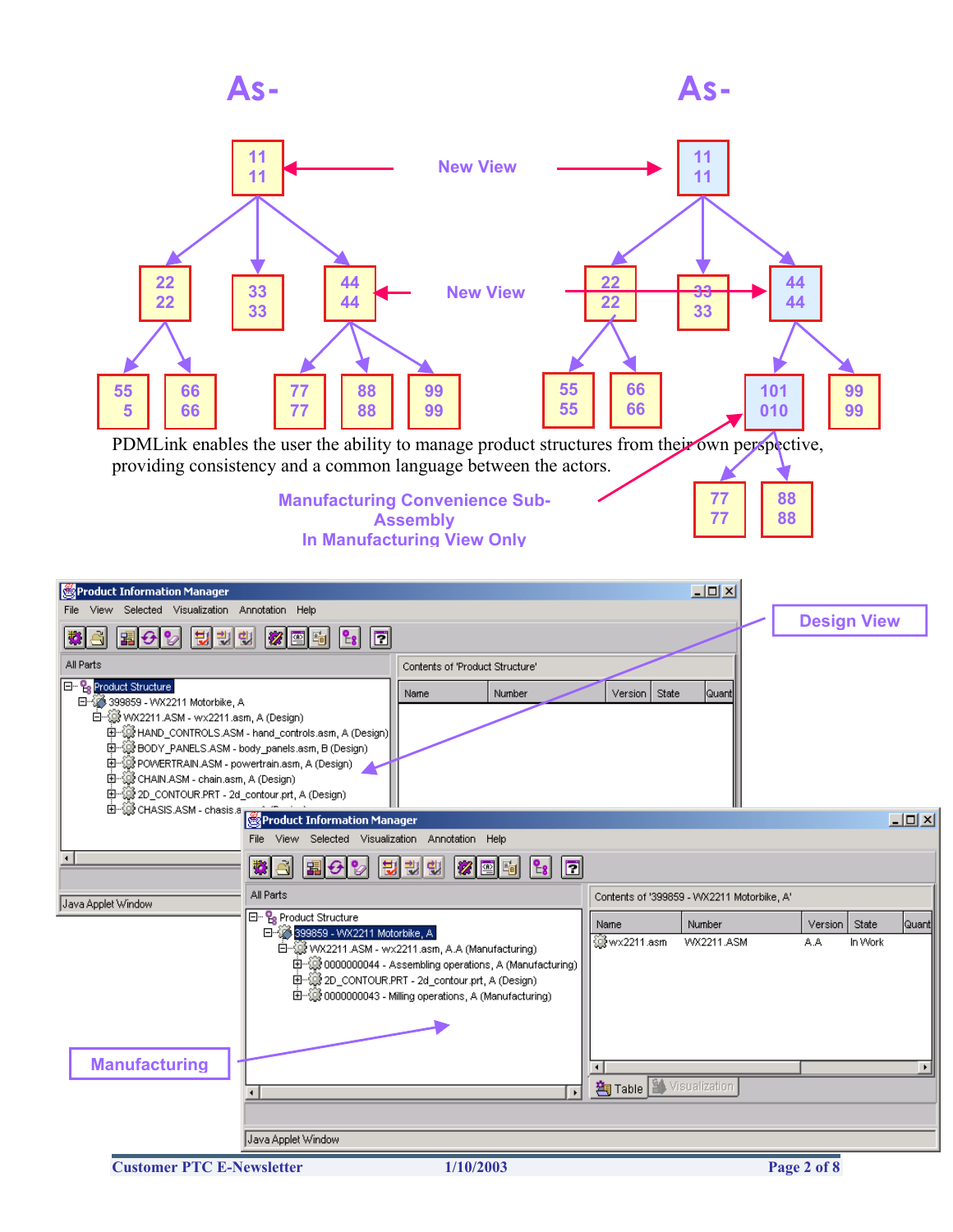As-

As-

New View

New View

PDMLink enables the user the ability to manage product structures from their own perspective, providing consistency and a common language between the actors.

Manufacturing Convenience Sub-Assembly
In Manufacturing View Only

Design View

Manufacturing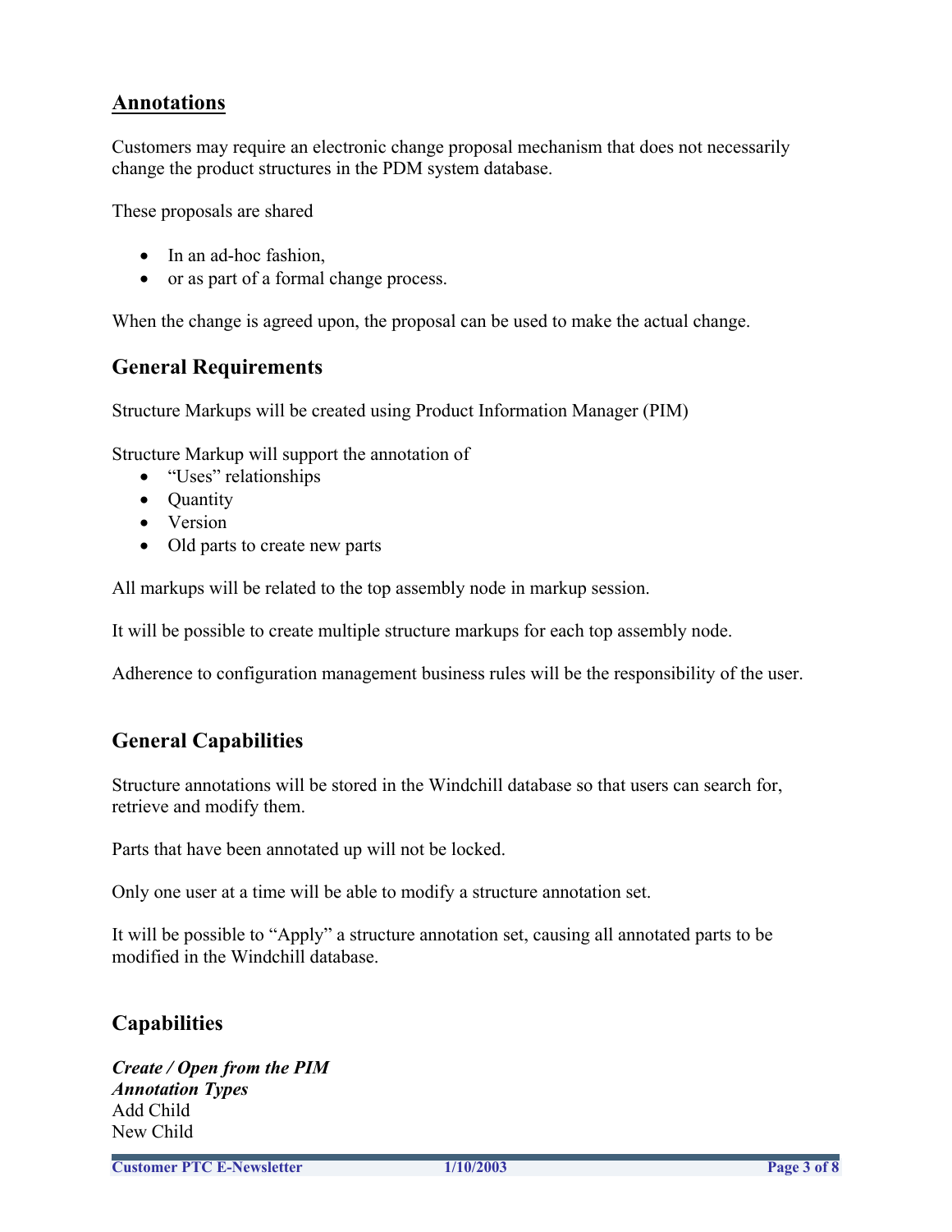## Annotations

Customers may require an electronic change proposal mechanism that does not necessarily change the product structures in the PDM system database.

These proposals are shared

- In an ad-hoc fashion,
- or as part of a formal change process.

When the change is agreed upon, the proposal can be used to make the actual change.

### General Requirements

Structure Markups will be created using Product Information Manager (PIM)

Structure Markup will support the annotation of

- "Uses" relationships
- Quantity
- Version
- Old parts to create new parts

All markups will be related to the top assembly node in markup session.

It will be possible to create multiple structure markups for each top assembly node.

Adherence to configuration management business rules will be the responsibility of the user.

### General Capabilities

Structure annotations will be stored in the Windchill database so that users can search for, retrieve and modify them.

Parts that have been annotated up will not be locked.

Only one user at a time will be able to modify a structure annotation set.

It will be possible to "Apply" a structure annotation set, causing all annotated parts to be modified in the Windchill database.

### Capabilities

***Create / Open from the PIM***
***Annotation Types***
Add Child
New Child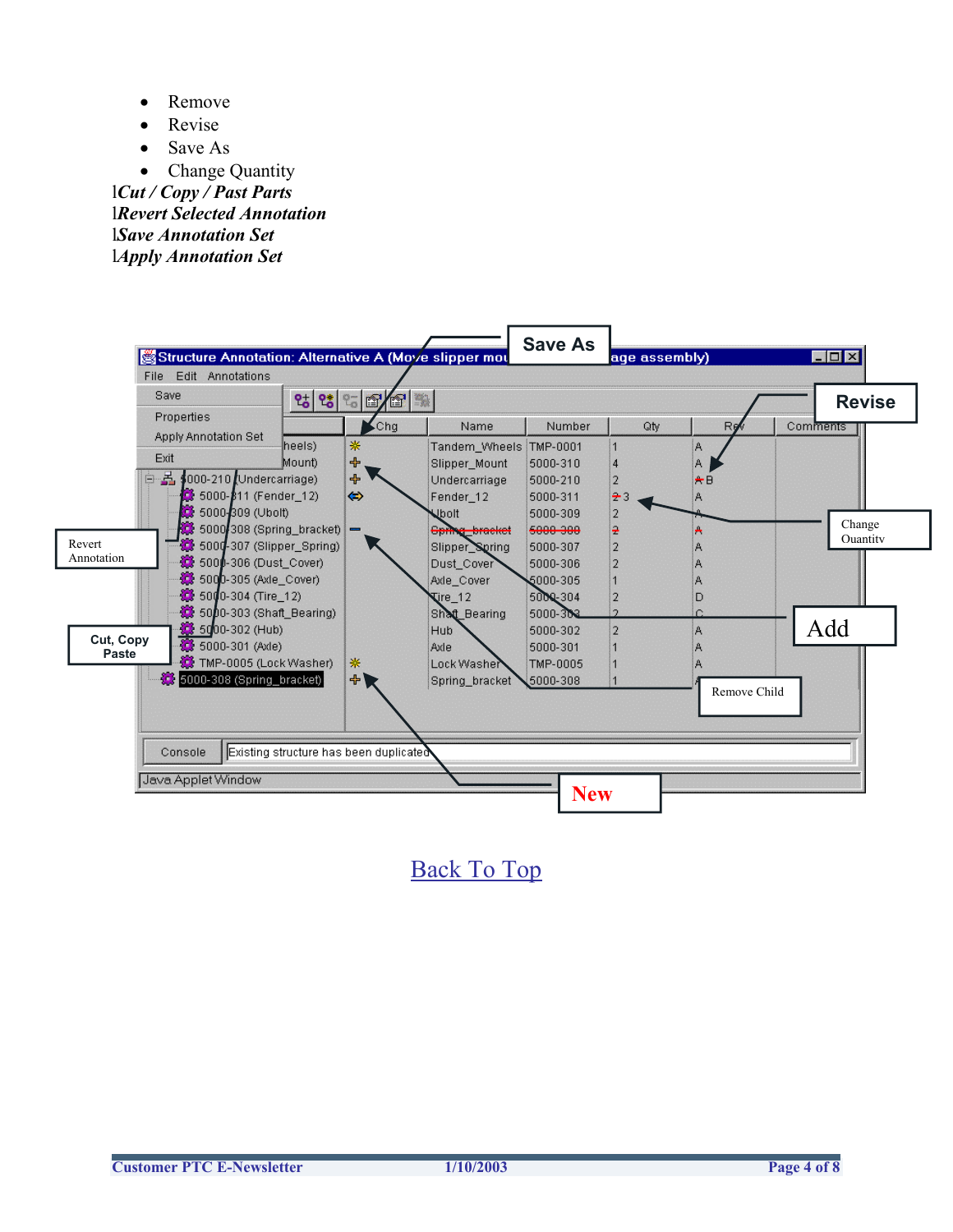- Remove
- Revise
- Save As
- Change Quantity

l*Cut / Copy / Past Parts*

l*Revert Selected Annotation*

l*Save Annotation Set*

l*Apply Annotation Set*

Back To Top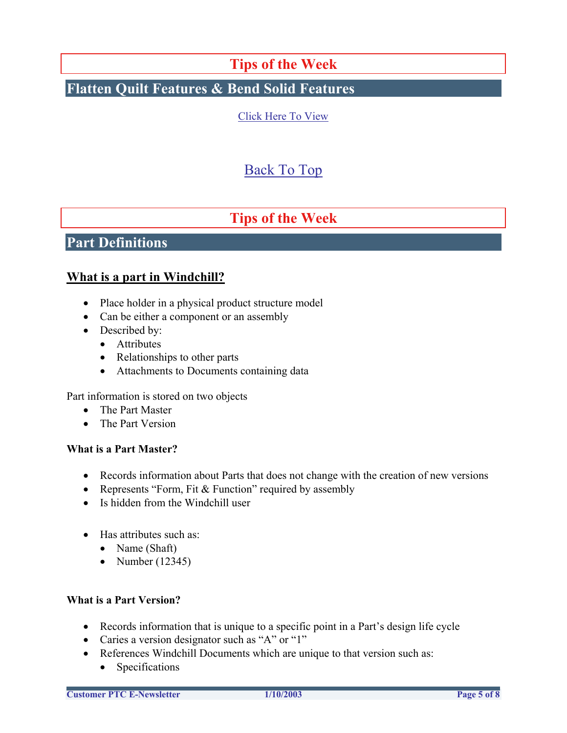# Tips of the Week

## Flatten Quilt Features & Bend Solid Features

Click Here To View

Back To Top

# Tips of the Week

## Part Definitions

### What is a part in Windchill?

- Place holder in a physical product structure model
- Can be either a component or an assembly
- Described by:
  - Attributes
  - Relationships to other parts
  - Attachments to Documents containing data

Part information is stored on two objects

- The Part Master
- The Part Version

**What is a Part Master?**

- Records information about Parts that does not change with the creation of new versions
- Represents "Form, Fit & Function" required by assembly
- Is hidden from the Windchill user

- Has attributes such as:
  - Name (Shaft)
  - Number (12345)

**What is a Part Version?**

- Records information that is unique to a specific point in a Part's design life cycle
- Caries a version designator such as "A" or "1"
- References Windchill Documents which are unique to that version such as:
  - Specifications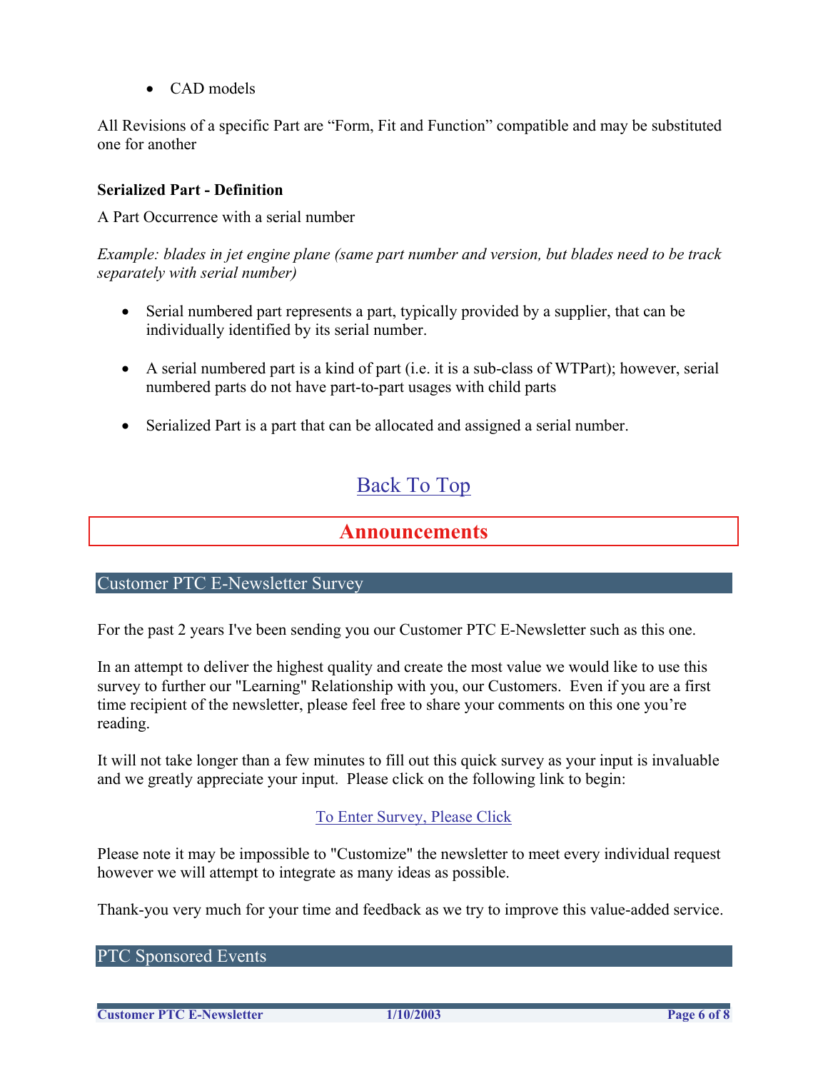- CAD models

All Revisions of a specific Part are “Form, Fit and Function” compatible and may be substituted one for another

**Serialized Part - Definition**

A Part Occurrence with a serial number

*Example: blades in jet engine plane (same part number and version, but blades need to be track separately with serial number)*

- Serial numbered part represents a part, typically provided by a supplier, that can be individually identified by its serial number.
- A serial numbered part is a kind of part (i.e. it is a sub-class of WTPart); however, serial numbered parts do not have part-to-part usages with child parts
- Serialized Part is a part that can be allocated and assigned a serial number.

Back To Top

# Announcements

## Customer PTC E-Newsletter Survey

For the past 2 years I've been sending you our Customer PTC E-Newsletter such as this one.

In an attempt to deliver the highest quality and create the most value we would like to use this survey to further our "Learning" Relationship with you, our Customers. Even if you are a first time recipient of the newsletter, please feel free to share your comments on this one you’re reading.

It will not take longer than a few minutes to fill out this quick survey as your input is invaluable and we greatly appreciate your input. Please click on the following link to begin:

To Enter Survey, Please Click

Please note it may be impossible to "Customize" the newsletter to meet every individual request however we will attempt to integrate as many ideas as possible.

Thank-you very much for your time and feedback as we try to improve this value-added service.

## PTC Sponsored Events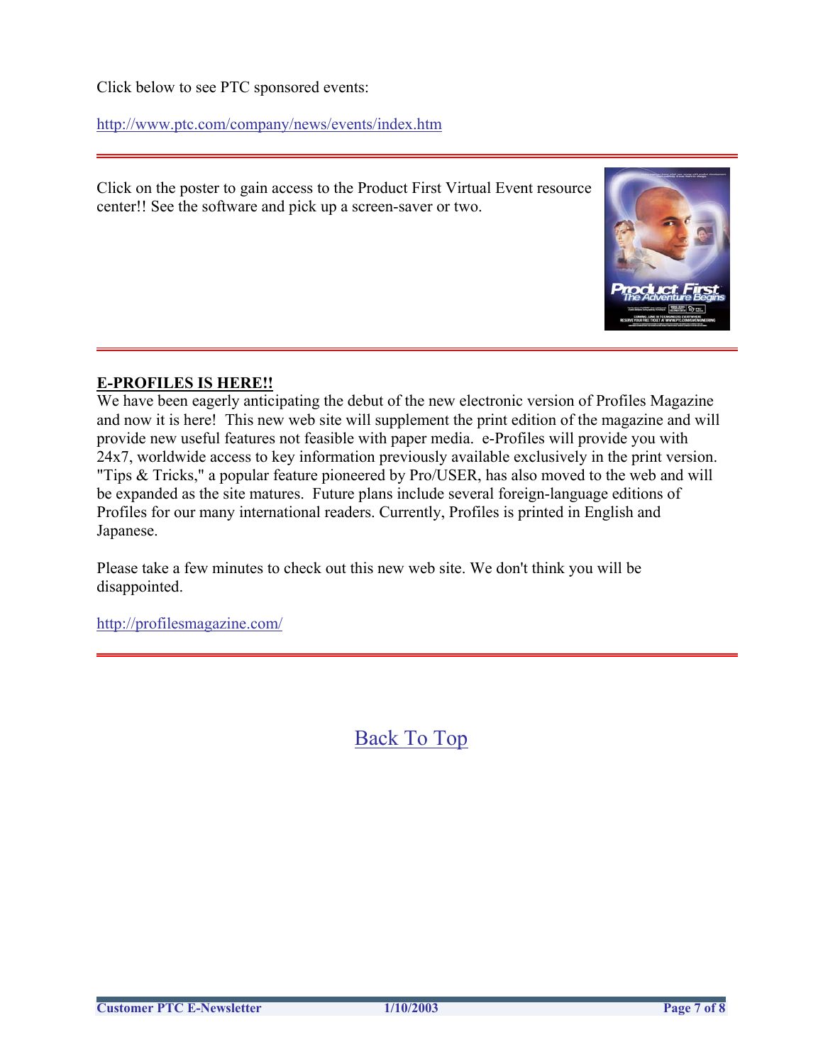Click below to see PTC sponsored events:

http://www.ptc.com/company/news/events/index.htm

---

Click on the poster to gain access to the Product First Virtual Event resource center!! See the software and pick up a screen-saver or two.

---

**E-PROFILES IS HERE!!**

We have been eagerly anticipating the debut of the new electronic version of Profiles Magazine and now it is here! This new web site will supplement the print edition of the magazine and will provide new useful features not feasible with paper media. e-Profiles will provide you with 24x7, worldwide access to key information previously available exclusively in the print version. "Tips & Tricks," a popular feature pioneered by Pro/USER, has also moved to the web and will be expanded as the site matures. Future plans include several foreign-language editions of Profiles for our many international readers. Currently, Profiles is printed in English and Japanese.

Please take a few minutes to check out this new web site. We don't think you will be disappointed.

http://profilesmagazine.com/

---

Back To Top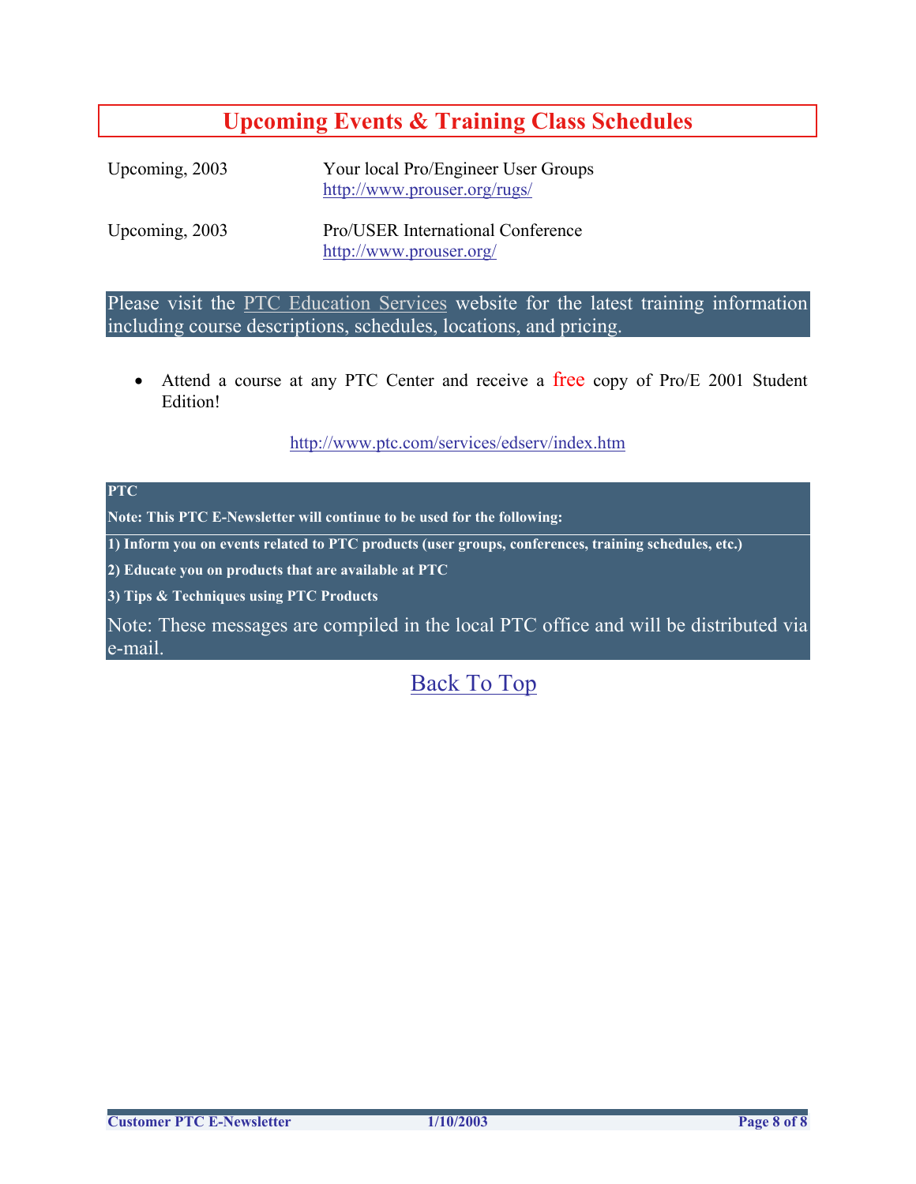## Upcoming Events & Training Class Schedules

| | |
|---|---|
| Upcoming, 2003 | Your local Pro/Engineer User Groups<br>http://www.prouser.org/rugs/ |
| Upcoming, 2003 | Pro/USER International Conference<br>http://www.prouser.org/ |

Please visit the PTC Education Services website for the latest training information including course descriptions, schedules, locations, and pricing.

- Attend a course at any PTC Center and receive a free copy of Pro/E 2001 Student Edition!

http://www.ptc.com/services/edserv/index.htm

**PTC**

**Note: This PTC E-Newsletter will continue to be used for the following:**

**1) Inform you on events related to PTC products (user groups, conferences, training schedules, etc.)**

**2) Educate you on products that are available at PTC**

**3) Tips & Techniques using PTC Products**

Note: These messages are compiled in the local PTC office and will be distributed via e-mail.

Back To Top